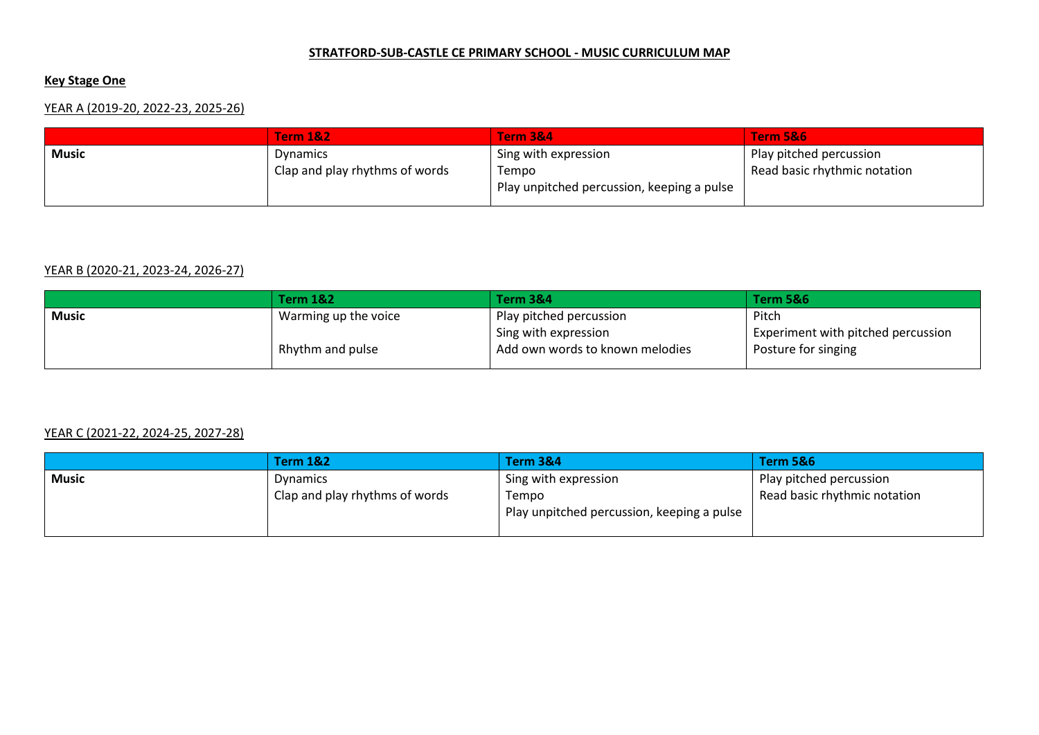# STRATFORD-SUB-CASTLE CE PRIMARY SCHOOL - MUSIC CURRICULUM MAP

## Key Stage One

### YEAR A (2019-20, 2022-23, 2025-26)

| | Term 1&2 | Term 3&4 | Term 5&6 |
|---|---|---|---|
| **Music** | Dynamics<br>Clap and play rhythms of words | Sing with expression<br>Tempo<br>Play unpitched percussion, keeping a pulse | Play pitched percussion<br>Read basic rhythmic notation |

### YEAR B (2020-21, 2023-24, 2026-27)

| | Term 1&2 | Term 3&4 | Term 5&6 |
|---|---|---|---|
| **Music** | Warming up the voice<br><br>Rhythm and pulse | Play pitched percussion<br>Sing with expression<br>Add own words to known melodies | Pitch<br>Experiment with pitched percussion<br>Posture for singing |

### YEAR C (2021-22, 2024-25, 2027-28)

| | Term 1&2 | Term 3&4 | Term 5&6 |
|---|---|---|---|
| **Music** | Dynamics<br>Clap and play rhythms of words | Sing with expression<br>Tempo<br>Play unpitched percussion, keeping a pulse | Play pitched percussion<br>Read basic rhythmic notation |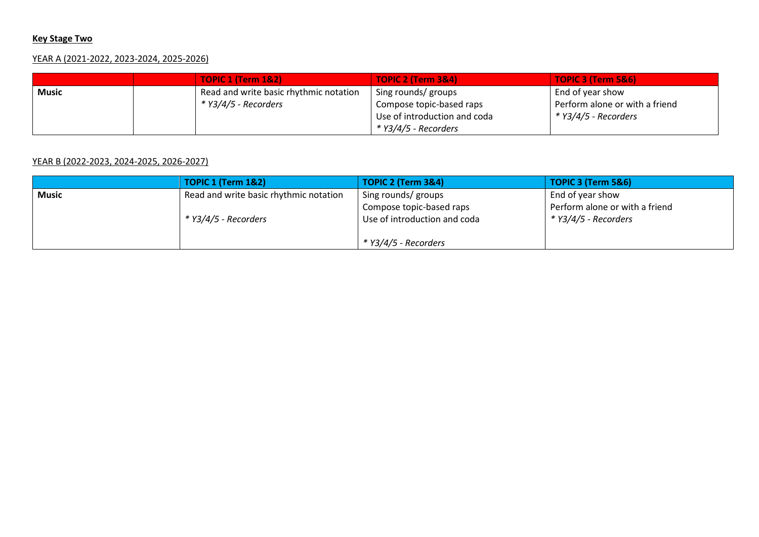**Key Stage Two**

YEAR A (2021-2022, 2023-2024, 2025-2026)

| | | TOPIC 1 (Term 1&2) | TOPIC 2 (Term 3&4) | TOPIC 3 (Term 5&6) |
|---|---|---|---|---|
| **Music** | | Read and write basic rhythmic notation<br>*\* Y3/4/5 - Recorders* | Sing rounds/ groups<br>Compose topic-based raps<br>Use of introduction and coda<br>*\* Y3/4/5 - Recorders* | End of year show<br>Perform alone or with a friend<br>*\* Y3/4/5 - Recorders* |

YEAR B (2022-2023, 2024-2025, 2026-2027)

| | TOPIC 1 (Term 1&2) | TOPIC 2 (Term 3&4) | TOPIC 3 (Term 5&6) |
|---|---|---|---|
| **Music** | Read and write basic rhythmic notation<br><br>*\* Y3/4/5 - Recorders* | Sing rounds/ groups<br>Compose topic-based raps<br>Use of introduction and coda<br><br>*\* Y3/4/5 - Recorders* | End of year show<br>Perform alone or with a friend<br>*\* Y3/4/5 - Recorders* |